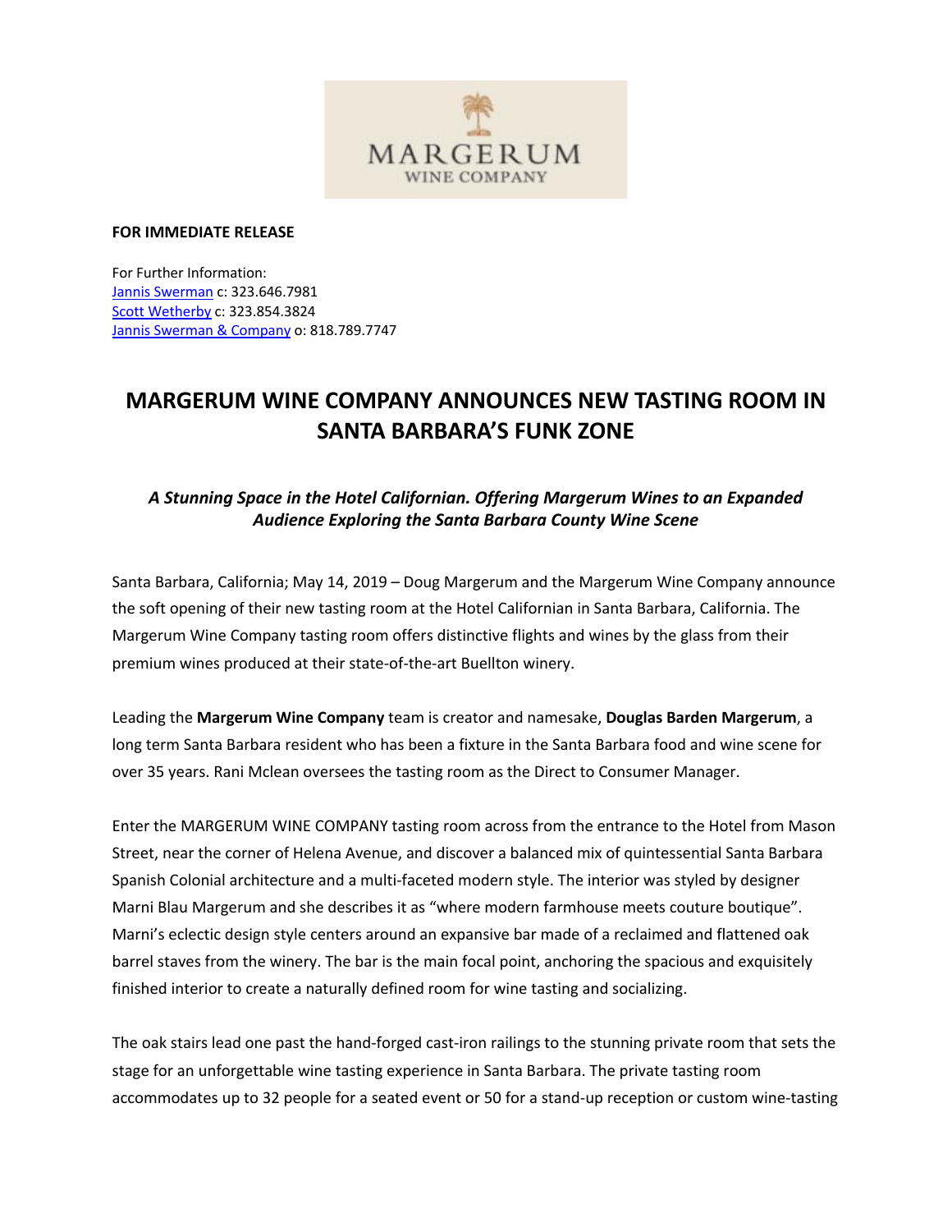**FOR IMMEDIATE RELEASE**

For Further Information:
Jannis Swerman c: 323.646.7981
Scott Wetherby c: 323.854.3824
Jannis Swerman & Company o: 818.789.7747

# MARGERUM WINE COMPANY ANNOUNCES NEW TASTING ROOM IN SANTA BARBARA'S FUNK ZONE

### *A Stunning Space in the Hotel Californian. Offering Margerum Wines to an Expanded Audience Exploring the Santa Barbara County Wine Scene*

Santa Barbara, California; May 14, 2019 – Doug Margerum and the Margerum Wine Company announce the soft opening of their new tasting room at the Hotel Californian in Santa Barbara, California. The Margerum Wine Company tasting room offers distinctive flights and wines by the glass from their premium wines produced at their state-of-the-art Buellton winery.

Leading the **Margerum Wine Company** team is creator and namesake, **Douglas Barden Margerum**, a long term Santa Barbara resident who has been a fixture in the Santa Barbara food and wine scene for over 35 years. Rani Mclean oversees the tasting room as the Direct to Consumer Manager.

Enter the MARGERUM WINE COMPANY tasting room across from the entrance to the Hotel from Mason Street, near the corner of Helena Avenue, and discover a balanced mix of quintessential Santa Barbara Spanish Colonial architecture and a multi-faceted modern style. The interior was styled by designer Marni Blau Margerum and she describes it as "where modern farmhouse meets couture boutique". Marni's eclectic design style centers around an expansive bar made of a reclaimed and flattened oak barrel staves from the winery. The bar is the main focal point, anchoring the spacious and exquisitely finished interior to create a naturally defined room for wine tasting and socializing.

The oak stairs lead one past the hand-forged cast-iron railings to the stunning private room that sets the stage for an unforgettable wine tasting experience in Santa Barbara. The private tasting room accommodates up to 32 people for a seated event or 50 for a stand-up reception or custom wine-tasting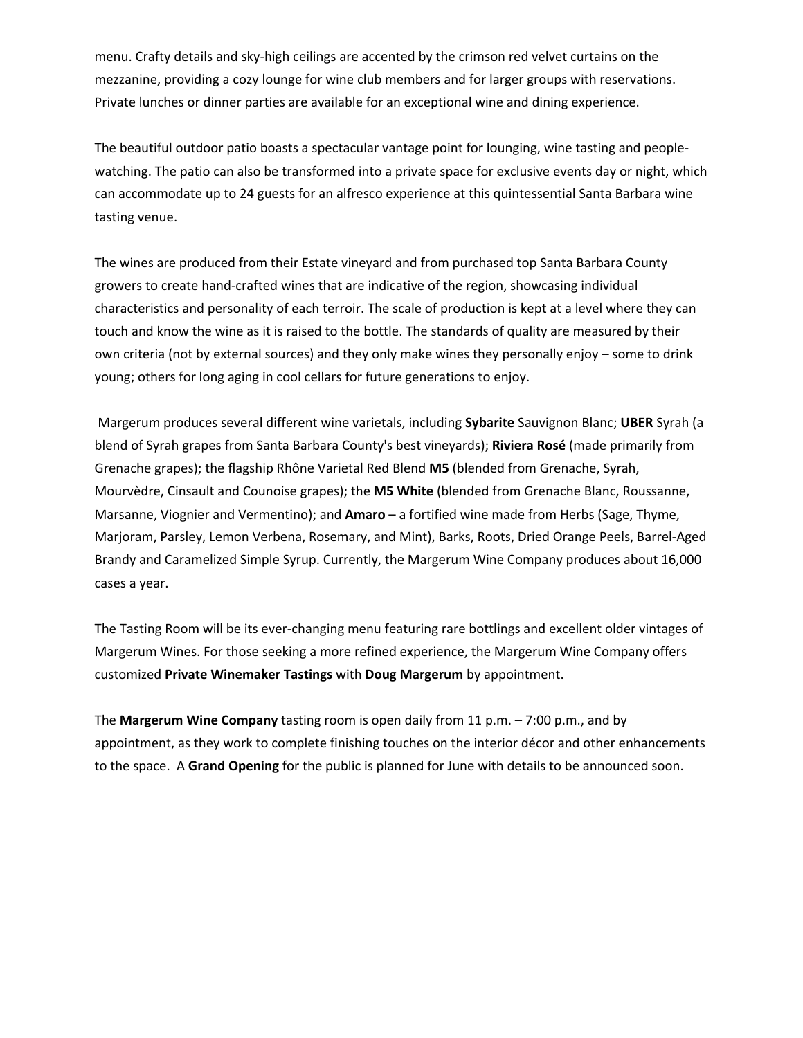menu. Crafty details and sky-high ceilings are accented by the crimson red velvet curtains on the mezzanine, providing a cozy lounge for wine club members and for larger groups with reservations. Private lunches or dinner parties are available for an exceptional wine and dining experience.

The beautiful outdoor patio boasts a spectacular vantage point for lounging, wine tasting and people-watching. The patio can also be transformed into a private space for exclusive events day or night, which can accommodate up to 24 guests for an alfresco experience at this quintessential Santa Barbara wine tasting venue.

The wines are produced from their Estate vineyard and from purchased top Santa Barbara County growers to create hand-crafted wines that are indicative of the region, showcasing individual characteristics and personality of each terroir. The scale of production is kept at a level where they can touch and know the wine as it is raised to the bottle. The standards of quality are measured by their own criteria (not by external sources) and they only make wines they personally enjoy – some to drink young; others for long aging in cool cellars for future generations to enjoy.

Margerum produces several different wine varietals, including **Sybarite** Sauvignon Blanc; **UBER** Syrah (a blend of Syrah grapes from Santa Barbara County's best vineyards); **Riviera Rosé** (made primarily from Grenache grapes); the flagship Rhône Varietal Red Blend **M5** (blended from Grenache, Syrah, Mourvèdre, Cinsault and Counoise grapes); the **M5 White** (blended from Grenache Blanc, Roussanne, Marsanne, Viognier and Vermentino); and **Amaro** – a fortified wine made from Herbs (Sage, Thyme, Marjoram, Parsley, Lemon Verbena, Rosemary, and Mint), Barks, Roots, Dried Orange Peels, Barrel-Aged Brandy and Caramelized Simple Syrup. Currently, the Margerum Wine Company produces about 16,000 cases a year.

The Tasting Room will be its ever-changing menu featuring rare bottlings and excellent older vintages of Margerum Wines. For those seeking a more refined experience, the Margerum Wine Company offers customized **Private Winemaker Tastings** with **Doug Margerum** by appointment.

The **Margerum Wine Company** tasting room is open daily from 11 p.m. – 7:00 p.m., and by appointment, as they work to complete finishing touches on the interior décor and other enhancements to the space. A **Grand Opening** for the public is planned for June with details to be announced soon.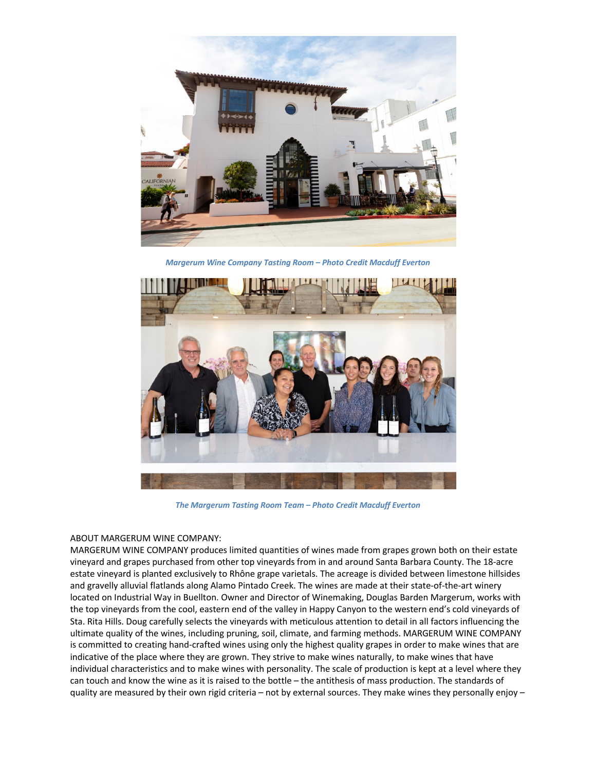*Margerum Wine Company Tasting Room – Photo Credit Macduff Everton*

*The Margerum Tasting Room Team – Photo Credit Macduff Everton*

ABOUT MARGERUM WINE COMPANY:

MARGERUM WINE COMPANY produces limited quantities of wines made from grapes grown both on their estate vineyard and grapes purchased from other top vineyards from in and around Santa Barbara County. The 18-acre estate vineyard is planted exclusively to Rhône grape varietals. The acreage is divided between limestone hillsides and gravelly alluvial flatlands along Alamo Pintado Creek. The wines are made at their state-of-the-art winery located on Industrial Way in Buellton. Owner and Director of Winemaking, Douglas Barden Margerum, works with the top vineyards from the cool, eastern end of the valley in Happy Canyon to the western end's cold vineyards of Sta. Rita Hills. Doug carefully selects the vineyards with meticulous attention to detail in all factors influencing the ultimate quality of the wines, including pruning, soil, climate, and farming methods. MARGERUM WINE COMPANY is committed to creating hand-crafted wines using only the highest quality grapes in order to make wines that are indicative of the place where they are grown. They strive to make wines naturally, to make wines that have individual characteristics and to make wines with personality. The scale of production is kept at a level where they can touch and know the wine as it is raised to the bottle – the antithesis of mass production. The standards of quality are measured by their own rigid criteria – not by external sources. They make wines they personally enjoy –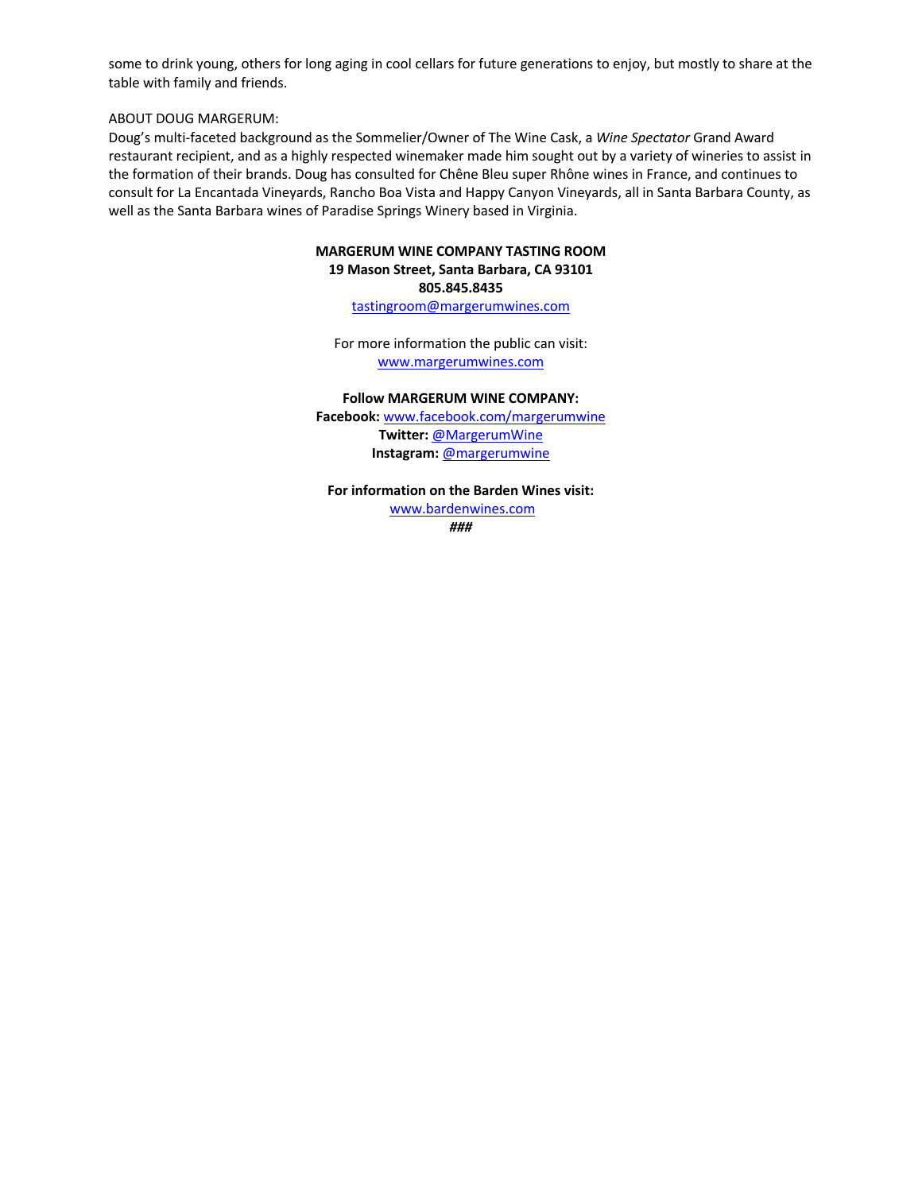some to drink young, others for long aging in cool cellars for future generations to enjoy, but mostly to share at the table with family and friends.

ABOUT DOUG MARGERUM:

Doug's multi-faceted background as the Sommelier/Owner of The Wine Cask, a *Wine Spectator* Grand Award restaurant recipient, and as a highly respected winemaker made him sought out by a variety of wineries to assist in the formation of their brands. Doug has consulted for Chêne Bleu super Rhône wines in France, and continues to consult for La Encantada Vineyards, Rancho Boa Vista and Happy Canyon Vineyards, all in Santa Barbara County, as well as the Santa Barbara wines of Paradise Springs Winery based in Virginia.

**MARGERUM WINE COMPANY TASTING ROOM**
**19 Mason Street, Santa Barbara, CA 93101**
**805.845.8435**
tastingroom@margerumwines.com

For more information the public can visit:
www.margerumwines.com

**Follow MARGERUM WINE COMPANY:**
**Facebook:** www.facebook.com/margerumwine
**Twitter:** @MargerumWine
**Instagram:** @margerumwine

**For information on the Barden Wines visit:**
www.bardenwines.com

***###***